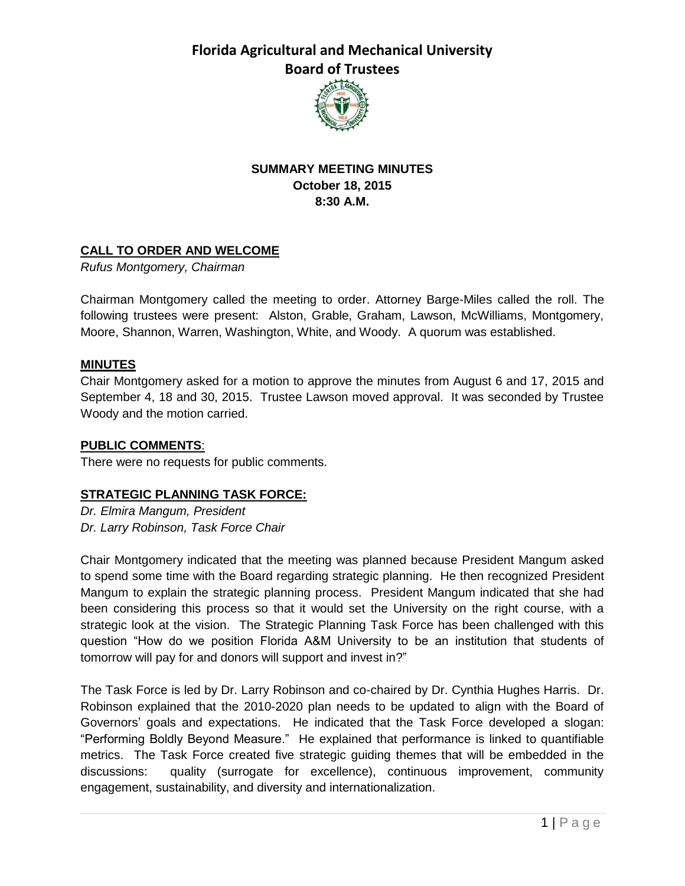# Florida Agricultural and Mechanical University
## Board of Trustees

**SUMMARY MEETING MINUTES**
**October 18, 2015**
**8:30 A.M.**

### CALL TO ORDER AND WELCOME

*Rufus Montgomery, Chairman*

Chairman Montgomery called the meeting to order. Attorney Barge-Miles called the roll. The following trustees were present: Alston, Grable, Graham, Lawson, McWilliams, Montgomery, Moore, Shannon, Warren, Washington, White, and Woody. A quorum was established.

### MINUTES

Chair Montgomery asked for a motion to approve the minutes from August 6 and 17, 2015 and September 4, 18 and 30, 2015. Trustee Lawson moved approval. It was seconded by Trustee Woody and the motion carried.

### PUBLIC COMMENTS:

There were no requests for public comments.

### STRATEGIC PLANNING TASK FORCE:

*Dr. Elmira Mangum, President*
*Dr. Larry Robinson, Task Force Chair*

Chair Montgomery indicated that the meeting was planned because President Mangum asked to spend some time with the Board regarding strategic planning. He then recognized President Mangum to explain the strategic planning process. President Mangum indicated that she had been considering this process so that it would set the University on the right course, with a strategic look at the vision. The Strategic Planning Task Force has been challenged with this question "How do we position Florida A&M University to be an institution that students of tomorrow will pay for and donors will support and invest in?"

The Task Force is led by Dr. Larry Robinson and co-chaired by Dr. Cynthia Hughes Harris. Dr. Robinson explained that the 2010-2020 plan needs to be updated to align with the Board of Governors' goals and expectations. He indicated that the Task Force developed a slogan: "Performing Boldly Beyond Measure." He explained that performance is linked to quantifiable metrics. The Task Force created five strategic guiding themes that will be embedded in the discussions: quality (surrogate for excellence), continuous improvement, community engagement, sustainability, and diversity and internationalization.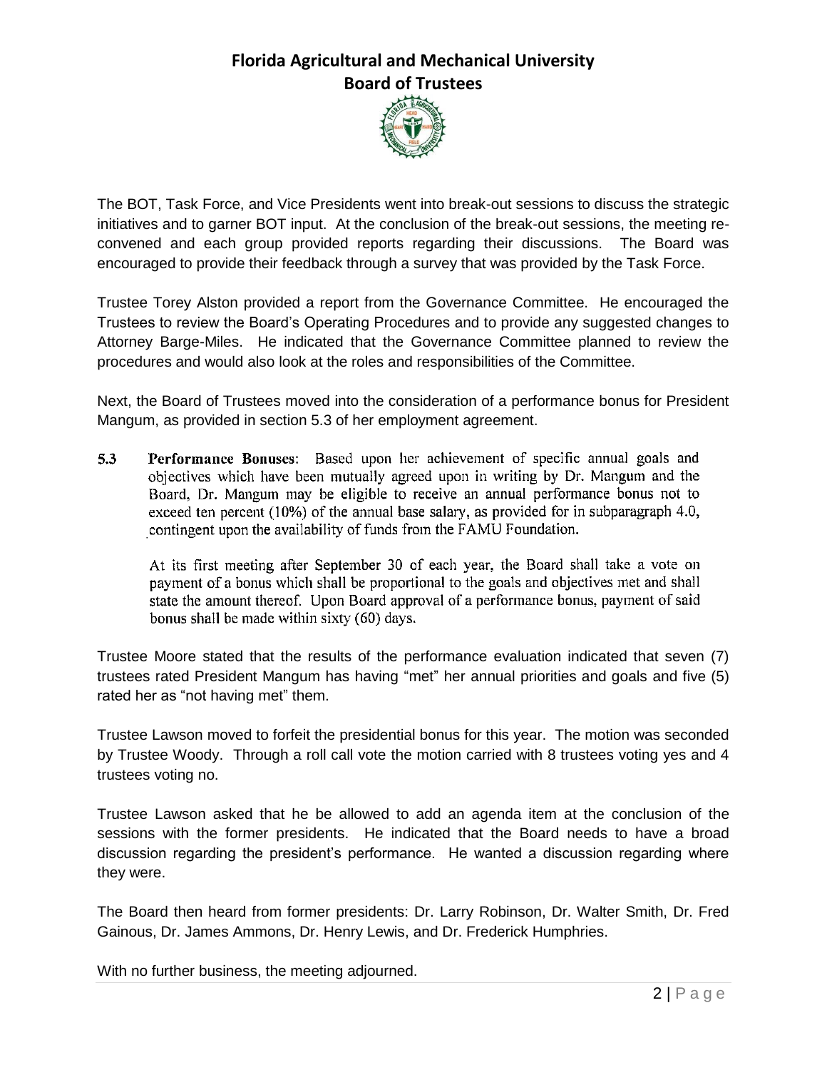The BOT, Task Force, and Vice Presidents went into break-out sessions to discuss the strategic initiatives and to garner BOT input. At the conclusion of the break-out sessions, the meeting re-convened and each group provided reports regarding their discussions. The Board was encouraged to provide their feedback through a survey that was provided by the Task Force.

Trustee Torey Alston provided a report from the Governance Committee. He encouraged the Trustees to review the Board's Operating Procedures and to provide any suggested changes to Attorney Barge-Miles. He indicated that the Governance Committee planned to review the procedures and would also look at the roles and responsibilities of the Committee.

Next, the Board of Trustees moved into the consideration of a performance bonus for President Mangum, as provided in section 5.3 of her employment agreement.

> **5.3 Performance Bonuses**: Based upon her achievement of specific annual goals and objectives which have been mutually agreed upon in writing by Dr. Mangum and the Board, Dr. Mangum may be eligible to receive an annual performance bonus not to exceed ten percent (10%) of the annual base salary, as provided for in subparagraph 4.0, contingent upon the availability of funds from the FAMU Foundation.
>
> At its first meeting after September 30 of each year, the Board shall take a vote on payment of a bonus which shall be proportional to the goals and objectives met and shall state the amount thereof. Upon Board approval of a performance bonus, payment of said bonus shall be made within sixty (60) days.

Trustee Moore stated that the results of the performance evaluation indicated that seven (7) trustees rated President Mangum has having "met" her annual priorities and goals and five (5) rated her as "not having met" them.

Trustee Lawson moved to forfeit the presidential bonus for this year. The motion was seconded by Trustee Woody. Through a roll call vote the motion carried with 8 trustees voting yes and 4 trustees voting no.

Trustee Lawson asked that he be allowed to add an agenda item at the conclusion of the sessions with the former presidents. He indicated that the Board needs to have a broad discussion regarding the president's performance. He wanted a discussion regarding where they were.

The Board then heard from former presidents: Dr. Larry Robinson, Dr. Walter Smith, Dr. Fred Gainous, Dr. James Ammons, Dr. Henry Lewis, and Dr. Frederick Humphries.

With no further business, the meeting adjourned.